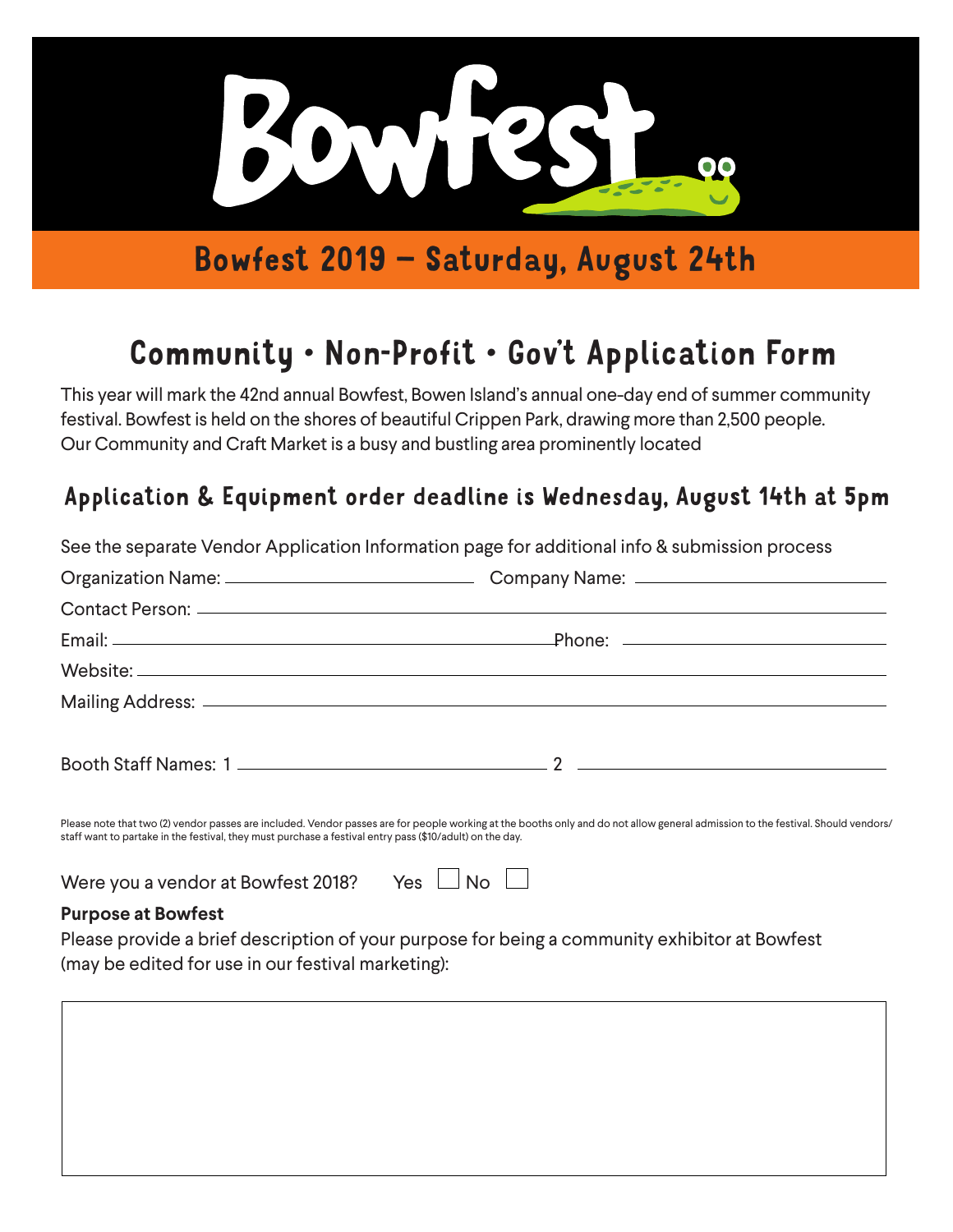# Bowfest

## Bowfest 2019 – Saturday, August 24th

# Community • Non-Profit • Gov't Application Form

This year will mark the 42nd annual Bowfest, Bowen Island's annual one-day end of summer community festival. Bowfest is held on the shores of beautiful Crippen Park, drawing more than 2,500 people. Our Community and Craft Market is a busy and bustling area prominently located

## Application & Equipment order deadline is Wednesday, August 14th at 5pm

See the separate Vendor Application Information page for additional info & submission process

Organization Name: ______________________ Company Name: ______________________

Contact Person: ______________________

Email: ______________________ Phone: ______________________

Website: ______________________

Mailing Address: ______________________

Booth Staff Names: 1 ______________________ 2 ______________________

Please note that two (2) vendor passes are included. Vendor passes are for people working at the booths only and do not allow general admission to the festival. Should vendors/staff want to partake in the festival, they must purchase a festival entry pass ($10/adult) on the day.

Were you a vendor at Bowfest 2018? Yes ☐ No ☐

**Purpose at Bowfest**

Please provide a brief description of your purpose for being a community exhibitor at Bowfest (may be edited for use in our festival marketing):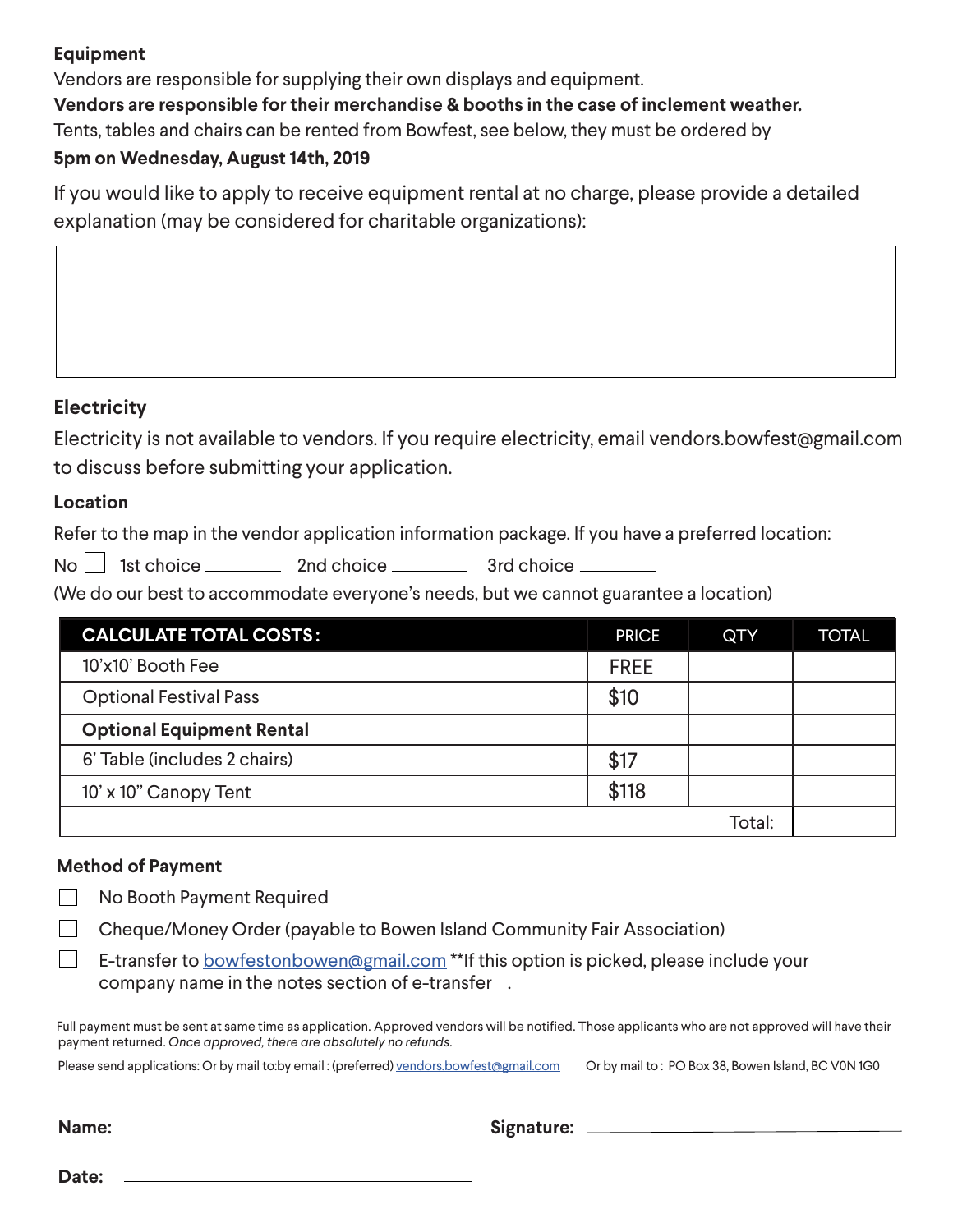### Equipment

Vendors are responsible for supplying their own displays and equipment.

**Vendors are responsible for their merchandise & booths in the case of inclement weather.**

Tents, tables and chairs can be rented from Bowfest, see below, they must be ordered by

**5pm on Wednesday, August 14th, 2019**

If you would like to apply to receive equipment rental at no charge, please provide a detailed explanation (may be considered for charitable organizations):

### Electricity

Electricity is not available to vendors. If you require electricity, email vendors.bowfest@gmail.com to discuss before submitting your application.

### Location

Refer to the map in the vendor application information package. If you have a preferred location:

No ☐ 1st choice ________ 2nd choice ________ 3rd choice ________

(We do our best to accommodate everyone's needs, but we cannot guarantee a location)

| CALCULATE TOTAL COSTS: | PRICE | QTY | TOTAL |
|---|---|---|---|
| 10'x10' Booth Fee | FREE | | |
| Optional Festival Pass | $10 | | |
| **Optional Equipment Rental** | | | |
| 6' Table (includes 2 chairs) | $17 | | |
| 10' x 10" Canopy Tent | $118 | | |
| | | Total: | |

### Method of Payment

- ☐ No Booth Payment Required
- ☐ Cheque/Money Order (payable to Bowen Island Community Fair Association)
- ☐ E-transfer to bowfestonbowen@gmail.com **If this option is picked, please include your company name in the notes section of e-transfer .

Full payment must be sent at same time as application. Approved vendors will be notified. Those applicants who are not approved will have their payment returned. *Once approved, there are absolutely no refunds.*

Please send applications: Or by mail to:by email : (preferred) vendors.bowfest@gmail.com Or by mail to : PO Box 38, Bowen Island, BC V0N 1G0

**Name:** ______________________ **Signature:** ______________________

**Date:** ______________________